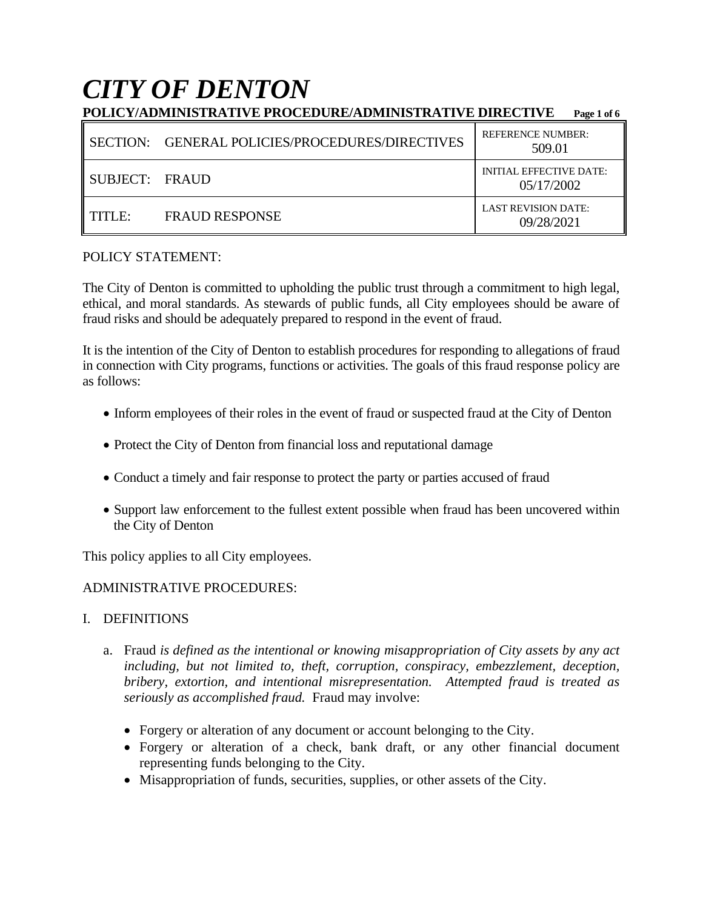# *CITY OF DENTON*

**POLICY/ADMINISTRATIVE PROCEDURE/ADMINISTRATIVE DIRECTIVE**

| | |
|---|---|
| SECTION: GENERAL POLICIES/PROCEDURES/DIRECTIVES | REFERENCE NUMBER: 509.01 |
| SUBJECT: FRAUD | INITIAL EFFECTIVE DATE: 05/17/2002 |
| TITLE: FRAUD RESPONSE | LAST REVISION DATE: 09/28/2021 |

POLICY STATEMENT:

The City of Denton is committed to upholding the public trust through a commitment to high legal, ethical, and moral standards. As stewards of public funds, all City employees should be aware of fraud risks and should be adequately prepared to respond in the event of fraud.

It is the intention of the City of Denton to establish procedures for responding to allegations of fraud in connection with City programs, functions or activities. The goals of this fraud response policy are as follows:

- Inform employees of their roles in the event of fraud or suspected fraud at the City of Denton
- Protect the City of Denton from financial loss and reputational damage
- Conduct a timely and fair response to protect the party or parties accused of fraud
- Support law enforcement to the fullest extent possible when fraud has been uncovered within the City of Denton

This policy applies to all City employees.

ADMINISTRATIVE PROCEDURES:

I. DEFINITIONS

a. Fraud *is defined as the intentional or knowing misappropriation of City assets by any act including, but not limited to, theft, corruption, conspiracy, embezzlement, deception, bribery, extortion, and intentional misrepresentation. Attempted fraud is treated as seriously as accomplished fraud.* Fraud may involve:

- Forgery or alteration of any document or account belonging to the City.
- Forgery or alteration of a check, bank draft, or any other financial document representing funds belonging to the City.
- Misappropriation of funds, securities, supplies, or other assets of the City.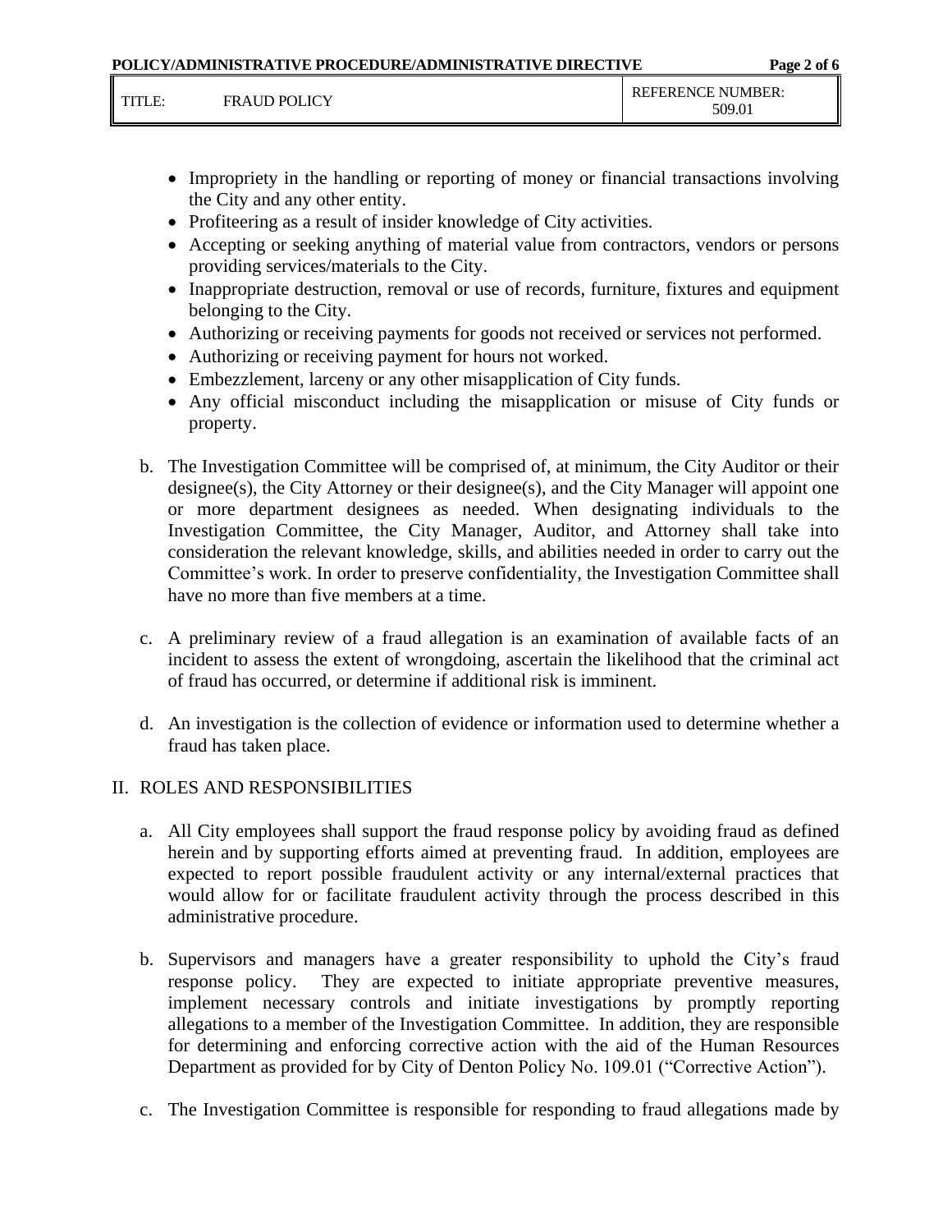- Impropriety in the handling or reporting of money or financial transactions involving the City and any other entity.
- Profiteering as a result of insider knowledge of City activities.
- Accepting or seeking anything of material value from contractors, vendors or persons providing services/materials to the City.
- Inappropriate destruction, removal or use of records, furniture, fixtures and equipment belonging to the City.
- Authorizing or receiving payments for goods not received or services not performed.
- Authorizing or receiving payment for hours not worked.
- Embezzlement, larceny or any other misapplication of City funds.
- Any official misconduct including the misapplication or misuse of City funds or property.

b. The Investigation Committee will be comprised of, at minimum, the City Auditor or their designee(s), the City Attorney or their designee(s), and the City Manager will appoint one or more department designees as needed. When designating individuals to the Investigation Committee, the City Manager, Auditor, and Attorney shall take into consideration the relevant knowledge, skills, and abilities needed in order to carry out the Committee's work. In order to preserve confidentiality, the Investigation Committee shall have no more than five members at a time.

c. A preliminary review of a fraud allegation is an examination of available facts of an incident to assess the extent of wrongdoing, ascertain the likelihood that the criminal act of fraud has occurred, or determine if additional risk is imminent.

d. An investigation is the collection of evidence or information used to determine whether a fraud has taken place.

## II. ROLES AND RESPONSIBILITIES

a. All City employees shall support the fraud response policy by avoiding fraud as defined herein and by supporting efforts aimed at preventing fraud. In addition, employees are expected to report possible fraudulent activity or any internal/external practices that would allow for or facilitate fraudulent activity through the process described in this administrative procedure.

b. Supervisors and managers have a greater responsibility to uphold the City's fraud response policy. They are expected to initiate appropriate preventive measures, implement necessary controls and initiate investigations by promptly reporting allegations to a member of the Investigation Committee. In addition, they are responsible for determining and enforcing corrective action with the aid of the Human Resources Department as provided for by City of Denton Policy No. 109.01 ("Corrective Action").

c. The Investigation Committee is responsible for responding to fraud allegations made by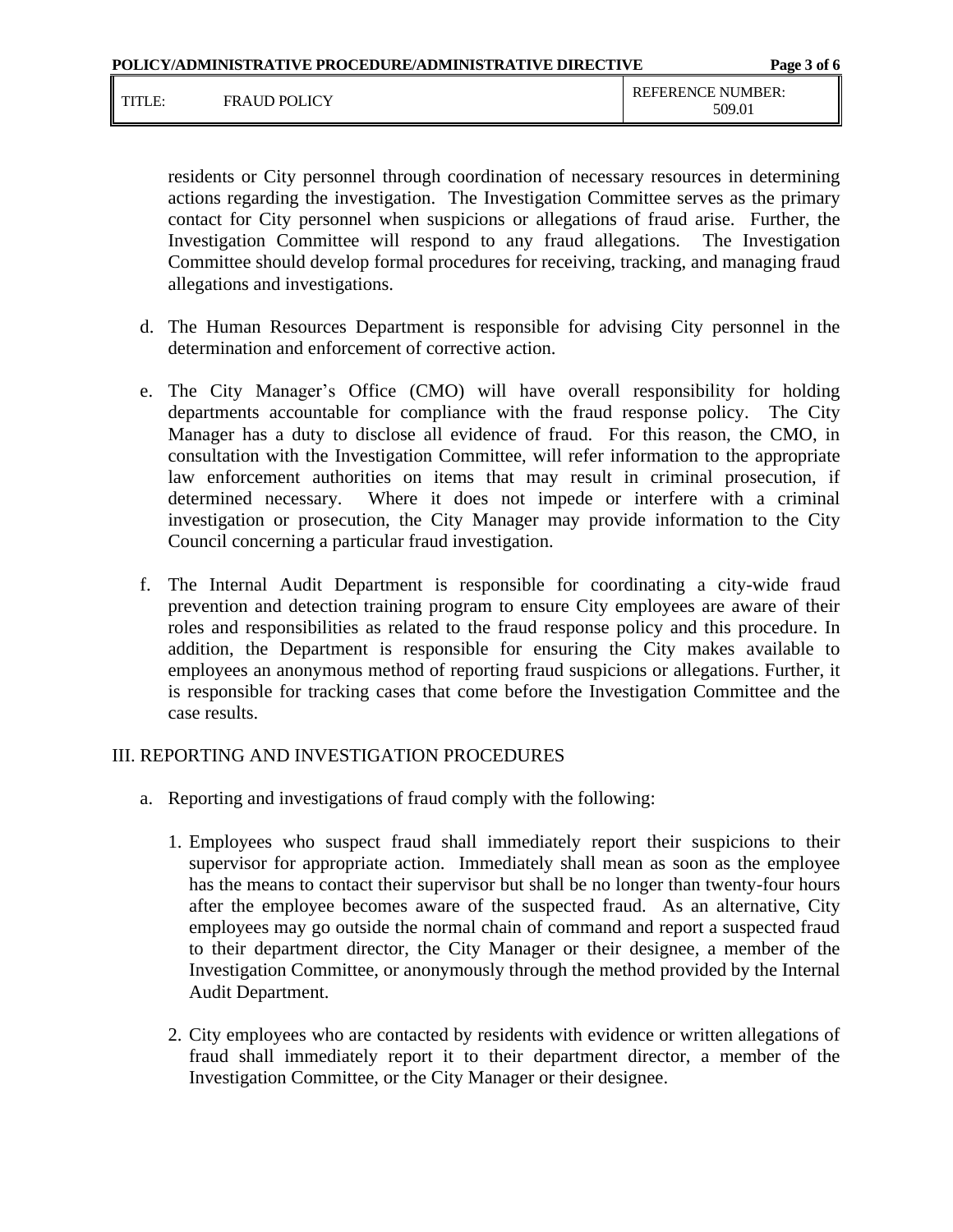residents or City personnel through coordination of necessary resources in determining actions regarding the investigation. The Investigation Committee serves as the primary contact for City personnel when suspicions or allegations of fraud arise. Further, the Investigation Committee will respond to any fraud allegations. The Investigation Committee should develop formal procedures for receiving, tracking, and managing fraud allegations and investigations.

d. The Human Resources Department is responsible for advising City personnel in the determination and enforcement of corrective action.

e. The City Manager's Office (CMO) will have overall responsibility for holding departments accountable for compliance with the fraud response policy. The City Manager has a duty to disclose all evidence of fraud. For this reason, the CMO, in consultation with the Investigation Committee, will refer information to the appropriate law enforcement authorities on items that may result in criminal prosecution, if determined necessary. Where it does not impede or interfere with a criminal investigation or prosecution, the City Manager may provide information to the City Council concerning a particular fraud investigation.

f. The Internal Audit Department is responsible for coordinating a city-wide fraud prevention and detection training program to ensure City employees are aware of their roles and responsibilities as related to the fraud response policy and this procedure. In addition, the Department is responsible for ensuring the City makes available to employees an anonymous method of reporting fraud suspicions or allegations. Further, it is responsible for tracking cases that come before the Investigation Committee and the case results.

## III. REPORTING AND INVESTIGATION PROCEDURES

a. Reporting and investigations of fraud comply with the following:

1. Employees who suspect fraud shall immediately report their suspicions to their supervisor for appropriate action. Immediately shall mean as soon as the employee has the means to contact their supervisor but shall be no longer than twenty-four hours after the employee becomes aware of the suspected fraud. As an alternative, City employees may go outside the normal chain of command and report a suspected fraud to their department director, the City Manager or their designee, a member of the Investigation Committee, or anonymously through the method provided by the Internal Audit Department.

2. City employees who are contacted by residents with evidence or written allegations of fraud shall immediately report it to their department director, a member of the Investigation Committee, or the City Manager or their designee.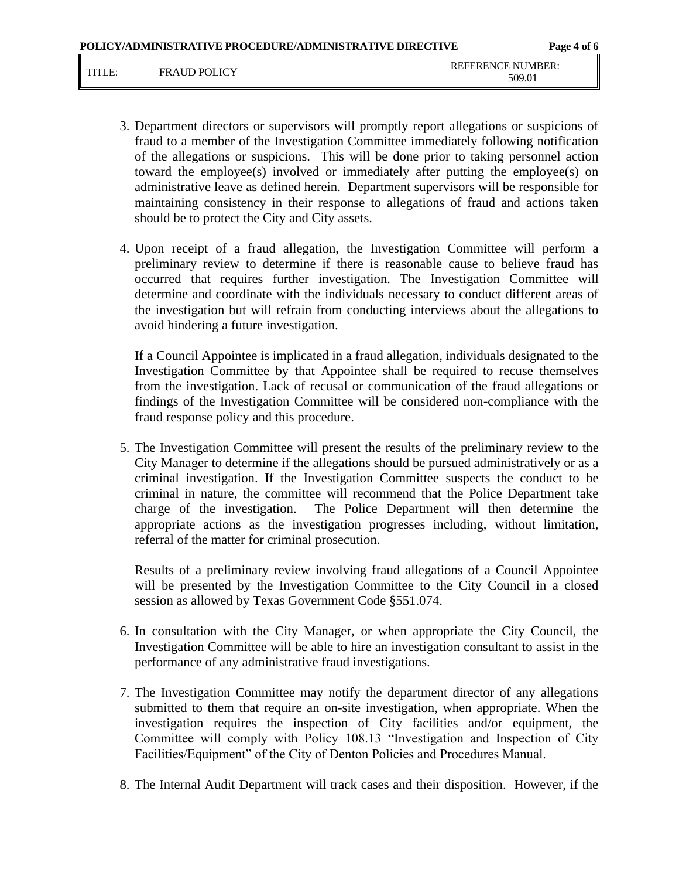3. Department directors or supervisors will promptly report allegations or suspicions of fraud to a member of the Investigation Committee immediately following notification of the allegations or suspicions. This will be done prior to taking personnel action toward the employee(s) involved or immediately after putting the employee(s) on administrative leave as defined herein. Department supervisors will be responsible for maintaining consistency in their response to allegations of fraud and actions taken should be to protect the City and City assets.

4. Upon receipt of a fraud allegation, the Investigation Committee will perform a preliminary review to determine if there is reasonable cause to believe fraud has occurred that requires further investigation. The Investigation Committee will determine and coordinate with the individuals necessary to conduct different areas of the investigation but will refrain from conducting interviews about the allegations to avoid hindering a future investigation.

   If a Council Appointee is implicated in a fraud allegation, individuals designated to the Investigation Committee by that Appointee shall be required to recuse themselves from the investigation. Lack of recusal or communication of the fraud allegations or findings of the Investigation Committee will be considered non-compliance with the fraud response policy and this procedure.

5. The Investigation Committee will present the results of the preliminary review to the City Manager to determine if the allegations should be pursued administratively or as a criminal investigation. If the Investigation Committee suspects the conduct to be criminal in nature, the committee will recommend that the Police Department take charge of the investigation. The Police Department will then determine the appropriate actions as the investigation progresses including, without limitation, referral of the matter for criminal prosecution.

   Results of a preliminary review involving fraud allegations of a Council Appointee will be presented by the Investigation Committee to the City Council in a closed session as allowed by Texas Government Code §551.074.

6. In consultation with the City Manager, or when appropriate the City Council, the Investigation Committee will be able to hire an investigation consultant to assist in the performance of any administrative fraud investigations.

7. The Investigation Committee may notify the department director of any allegations submitted to them that require an on-site investigation, when appropriate. When the investigation requires the inspection of City facilities and/or equipment, the Committee will comply with Policy 108.13 "Investigation and Inspection of City Facilities/Equipment" of the City of Denton Policies and Procedures Manual.

8. The Internal Audit Department will track cases and their disposition. However, if the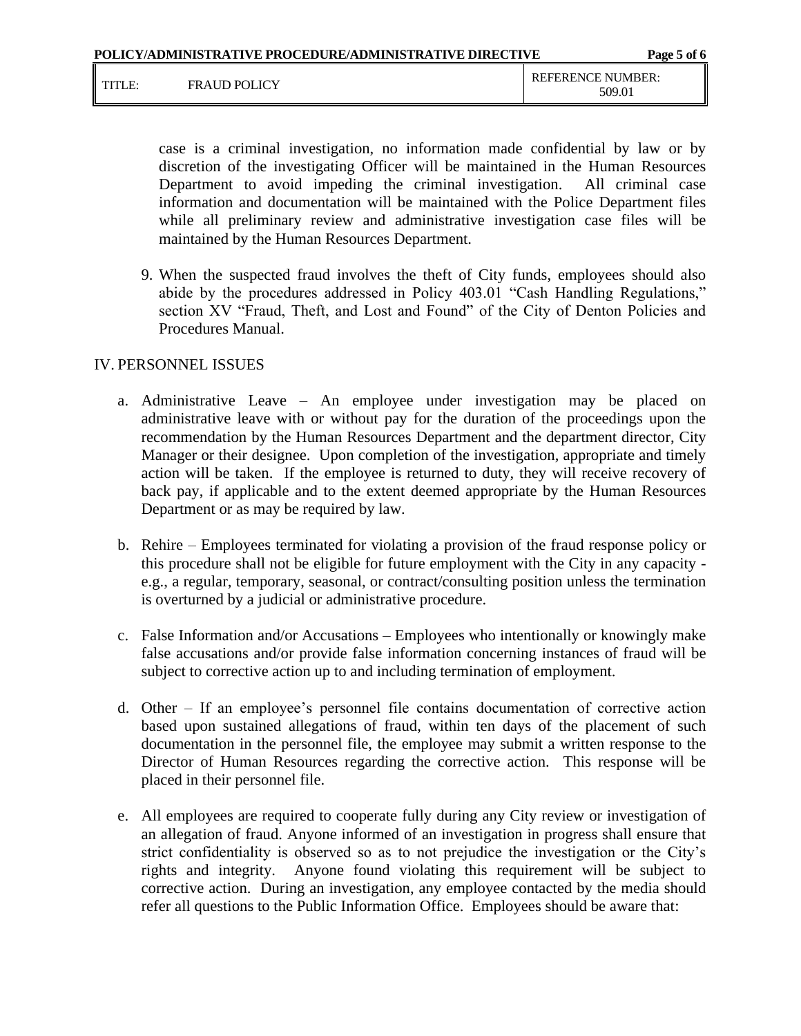case is a criminal investigation, no information made confidential by law or by discretion of the investigating Officer will be maintained in the Human Resources Department to avoid impeding the criminal investigation. All criminal case information and documentation will be maintained with the Police Department files while all preliminary review and administrative investigation case files will be maintained by the Human Resources Department.

9. When the suspected fraud involves the theft of City funds, employees should also abide by the procedures addressed in Policy 403.01 "Cash Handling Regulations," section XV "Fraud, Theft, and Lost and Found" of the City of Denton Policies and Procedures Manual.

## IV. PERSONNEL ISSUES

a. Administrative Leave – An employee under investigation may be placed on administrative leave with or without pay for the duration of the proceedings upon the recommendation by the Human Resources Department and the department director, City Manager or their designee. Upon completion of the investigation, appropriate and timely action will be taken. If the employee is returned to duty, they will receive recovery of back pay, if applicable and to the extent deemed appropriate by the Human Resources Department or as may be required by law.

b. Rehire – Employees terminated for violating a provision of the fraud response policy or this procedure shall not be eligible for future employment with the City in any capacity - e.g., a regular, temporary, seasonal, or contract/consulting position unless the termination is overturned by a judicial or administrative procedure.

c. False Information and/or Accusations – Employees who intentionally or knowingly make false accusations and/or provide false information concerning instances of fraud will be subject to corrective action up to and including termination of employment.

d. Other – If an employee's personnel file contains documentation of corrective action based upon sustained allegations of fraud, within ten days of the placement of such documentation in the personnel file, the employee may submit a written response to the Director of Human Resources regarding the corrective action. This response will be placed in their personnel file.

e. All employees are required to cooperate fully during any City review or investigation of an allegation of fraud. Anyone informed of an investigation in progress shall ensure that strict confidentiality is observed so as to not prejudice the investigation or the City's rights and integrity. Anyone found violating this requirement will be subject to corrective action. During an investigation, any employee contacted by the media should refer all questions to the Public Information Office. Employees should be aware that: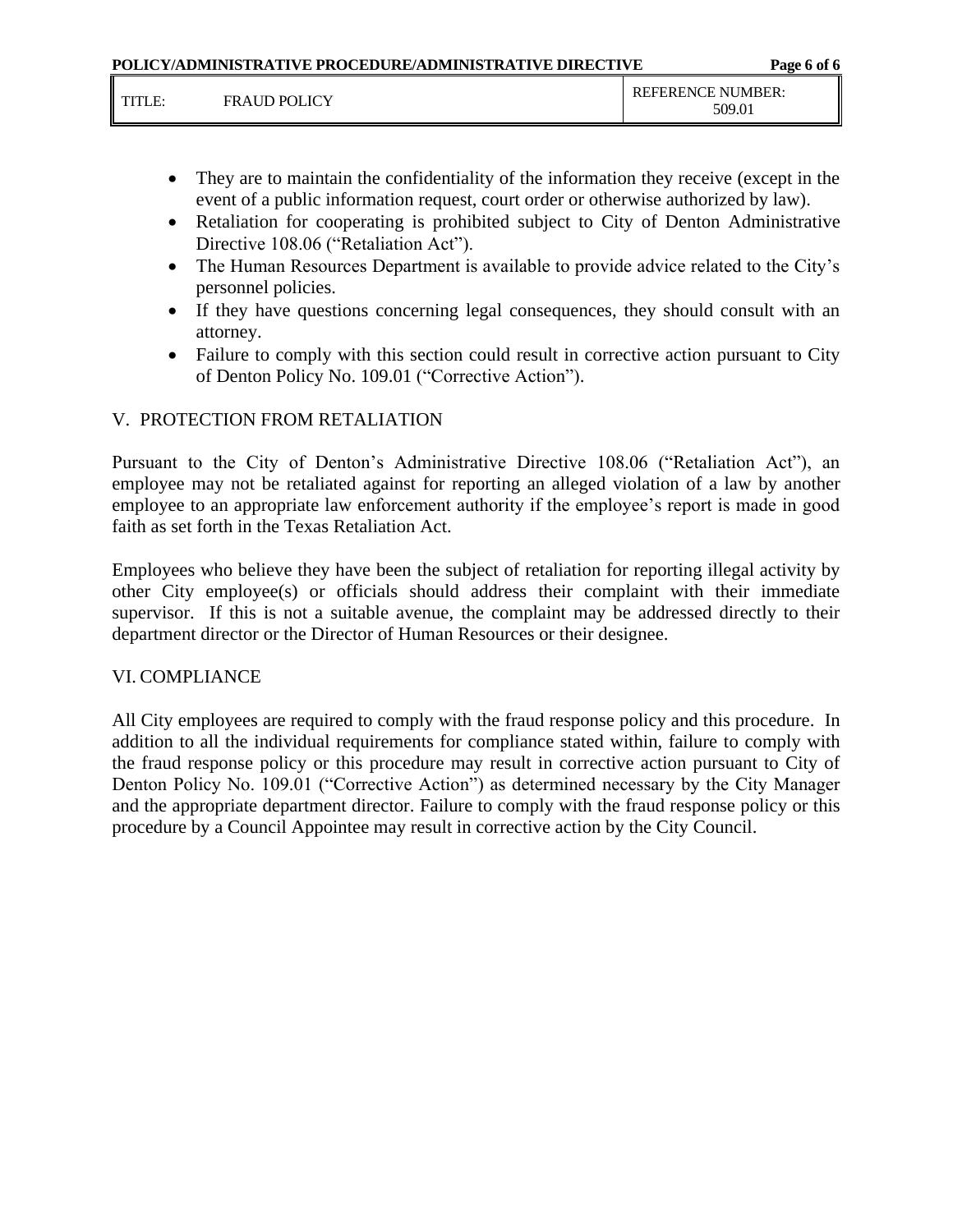- They are to maintain the confidentiality of the information they receive (except in the event of a public information request, court order or otherwise authorized by law).
- Retaliation for cooperating is prohibited subject to City of Denton Administrative Directive 108.06 ("Retaliation Act").
- The Human Resources Department is available to provide advice related to the City's personnel policies.
- If they have questions concerning legal consequences, they should consult with an attorney.
- Failure to comply with this section could result in corrective action pursuant to City of Denton Policy No. 109.01 ("Corrective Action").

## V. PROTECTION FROM RETALIATION

Pursuant to the City of Denton's Administrative Directive 108.06 ("Retaliation Act"), an employee may not be retaliated against for reporting an alleged violation of a law by another employee to an appropriate law enforcement authority if the employee's report is made in good faith as set forth in the Texas Retaliation Act.

Employees who believe they have been the subject of retaliation for reporting illegal activity by other City employee(s) or officials should address their complaint with their immediate supervisor. If this is not a suitable avenue, the complaint may be addressed directly to their department director or the Director of Human Resources or their designee.

## VI. COMPLIANCE

All City employees are required to comply with the fraud response policy and this procedure. In addition to all the individual requirements for compliance stated within, failure to comply with the fraud response policy or this procedure may result in corrective action pursuant to City of Denton Policy No. 109.01 ("Corrective Action") as determined necessary by the City Manager and the appropriate department director. Failure to comply with the fraud response policy or this procedure by a Council Appointee may result in corrective action by the City Council.